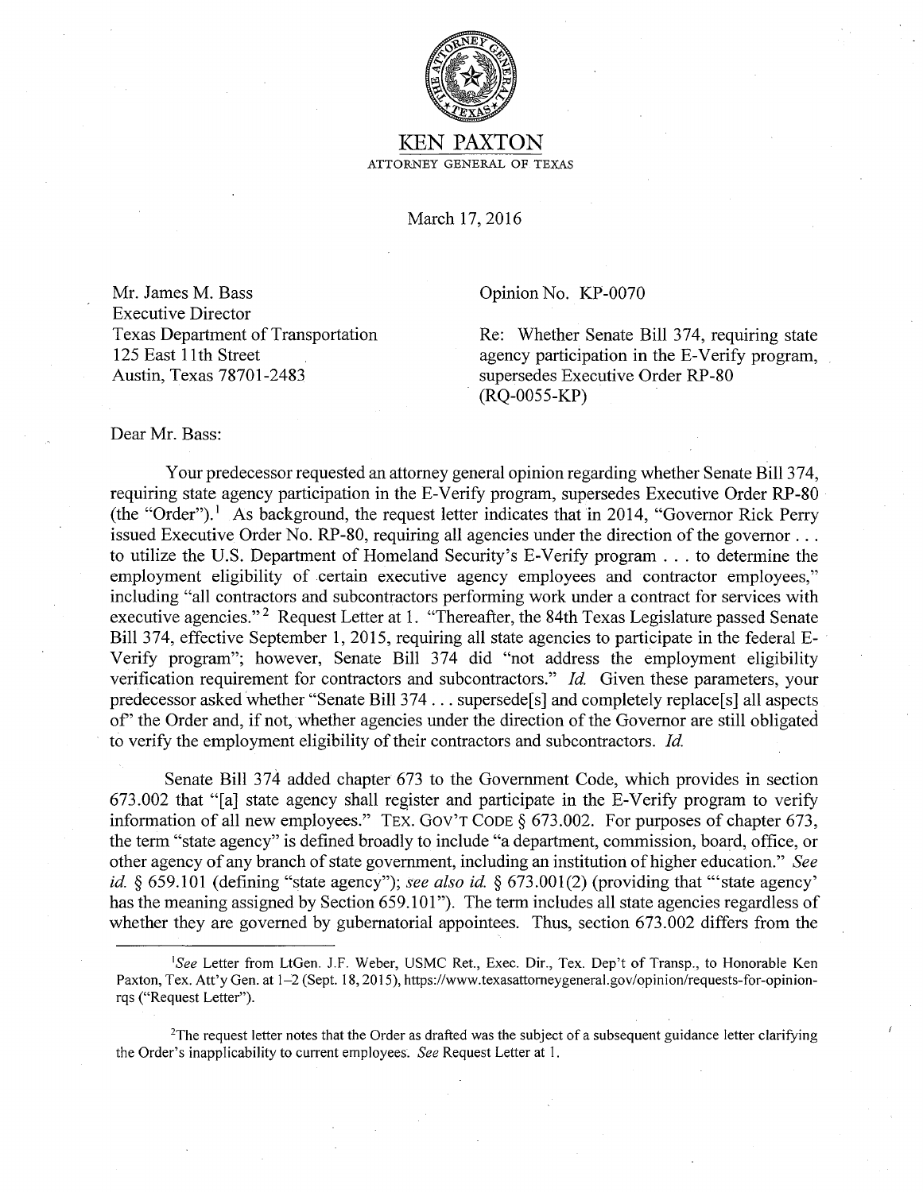# KEN PAXTON

ATTORNEY GENERAL OF TEXAS

March 17, 2016

Mr. James M. Bass
Executive Director
Texas Department of Transportation
125 East 11th Street
Austin, Texas 78701-2483

Opinion No. KP-0070

Re: Whether Senate Bill 374, requiring state agency participation in the E-Verify program, supersedes Executive Order RP-80 (RQ-0055-KP)

Dear Mr. Bass:

Your predecessor requested an attorney general opinion regarding whether Senate Bill 374, requiring state agency participation in the E-Verify program, supersedes Executive Order RP-80 (the "Order").[1] As background, the request letter indicates that in 2014, "Governor Rick Perry issued Executive Order No. RP-80, requiring all agencies under the direction of the governor . . . to utilize the U.S. Department of Homeland Security's E-Verify program . . . to determine the employment eligibility of certain executive agency employees and contractor employees," including "all contractors and subcontractors performing work under a contract for services with executive agencies."[2] Request Letter at 1. "Thereafter, the 84th Texas Legislature passed Senate Bill 374, effective September 1, 2015, requiring all state agencies to participate in the federal E-Verify program"; however, Senate Bill 374 did "not address the employment eligibility verification requirement for contractors and subcontractors." *Id.* Given these parameters, your predecessor asked whether "Senate Bill 374 . . . supersede[s] and completely replace[s] all aspects of" the Order and, if not, whether agencies under the direction of the Governor are still obligated to verify the employment eligibility of their contractors and subcontractors. *Id.*

Senate Bill 374 added chapter 673 to the Government Code, which provides in section 673.002 that "[a] state agency shall register and participate in the E-Verify program to verify information of all new employees." TEX. GOV'T CODE § 673.002. For purposes of chapter 673, the term "state agency" is defined broadly to include "a department, commission, board, office, or other agency of any branch of state government, including an institution of higher education." *See id.* § 659.101 (defining "state agency"); *see also id.* § 673.001(2) (providing that "'state agency' has the meaning assigned by Section 659.101"). The term includes all state agencies regardless of whether they are governed by gubernatorial appointees. Thus, section 673.002 differs from the

---

[1] *See* Letter from LtGen. J.F. Weber, USMC Ret., Exec. Dir., Tex. Dep't of Transp., to Honorable Ken Paxton, Tex. Att'y Gen. at 1–2 (Sept. 18, 2015), https://www.texasattorneygeneral.gov/opinion/requests-for-opinion-rqs ("Request Letter").

[2] The request letter notes that the Order as drafted was the subject of a subsequent guidance letter clarifying the Order's inapplicability to current employees. *See* Request Letter at 1.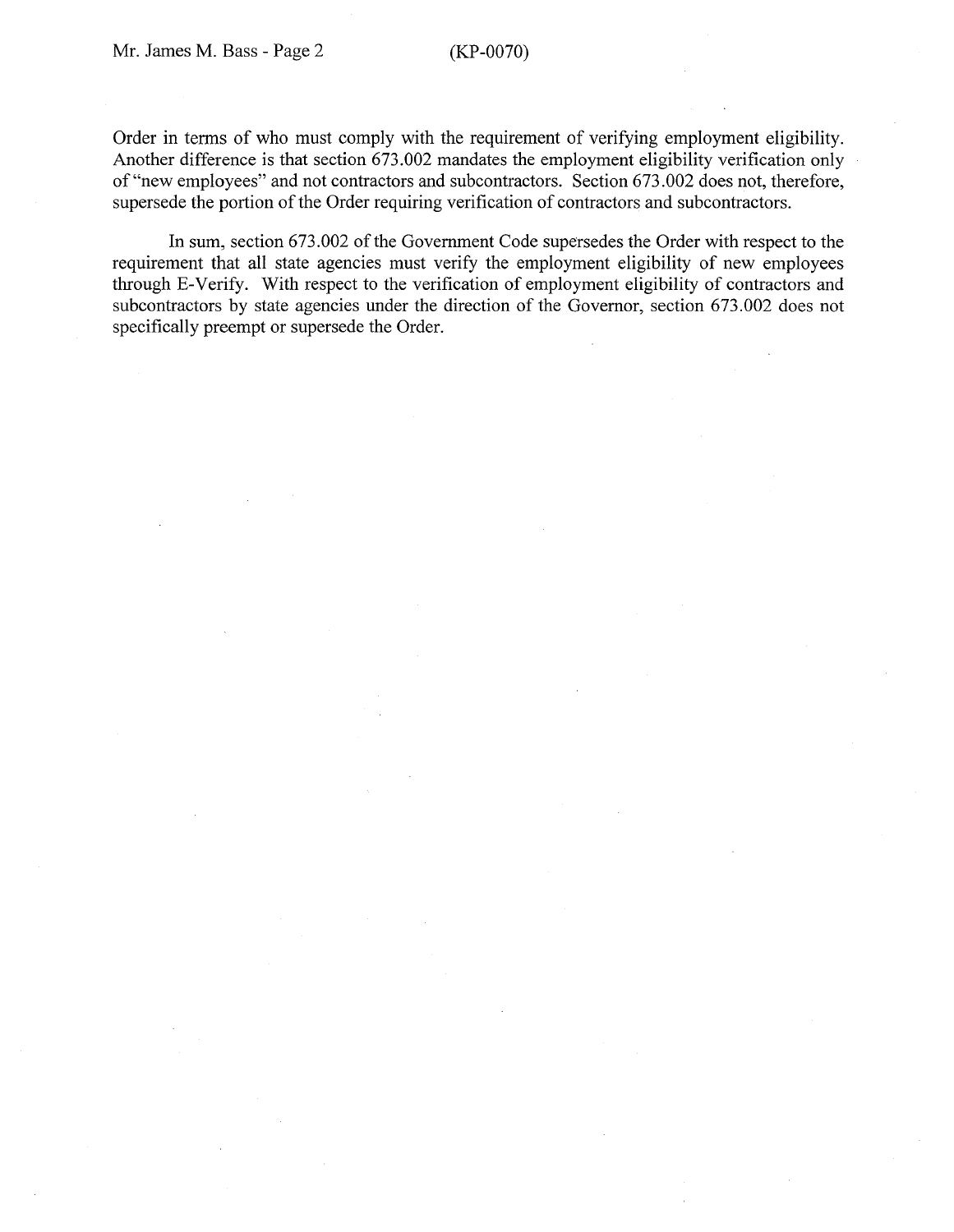Order in terms of who must comply with the requirement of verifying employment eligibility. Another difference is that section 673.002 mandates the employment eligibility verification only of "new employees" and not contractors and subcontractors. Section 673.002 does not, therefore, supersede the portion of the Order requiring verification of contractors and subcontractors.

In sum, section 673.002 of the Government Code supersedes the Order with respect to the requirement that all state agencies must verify the employment eligibility of new employees through E-Verify. With respect to the verification of employment eligibility of contractors and subcontractors by state agencies under the direction of the Governor, section 673.002 does not specifically preempt or supersede the Order.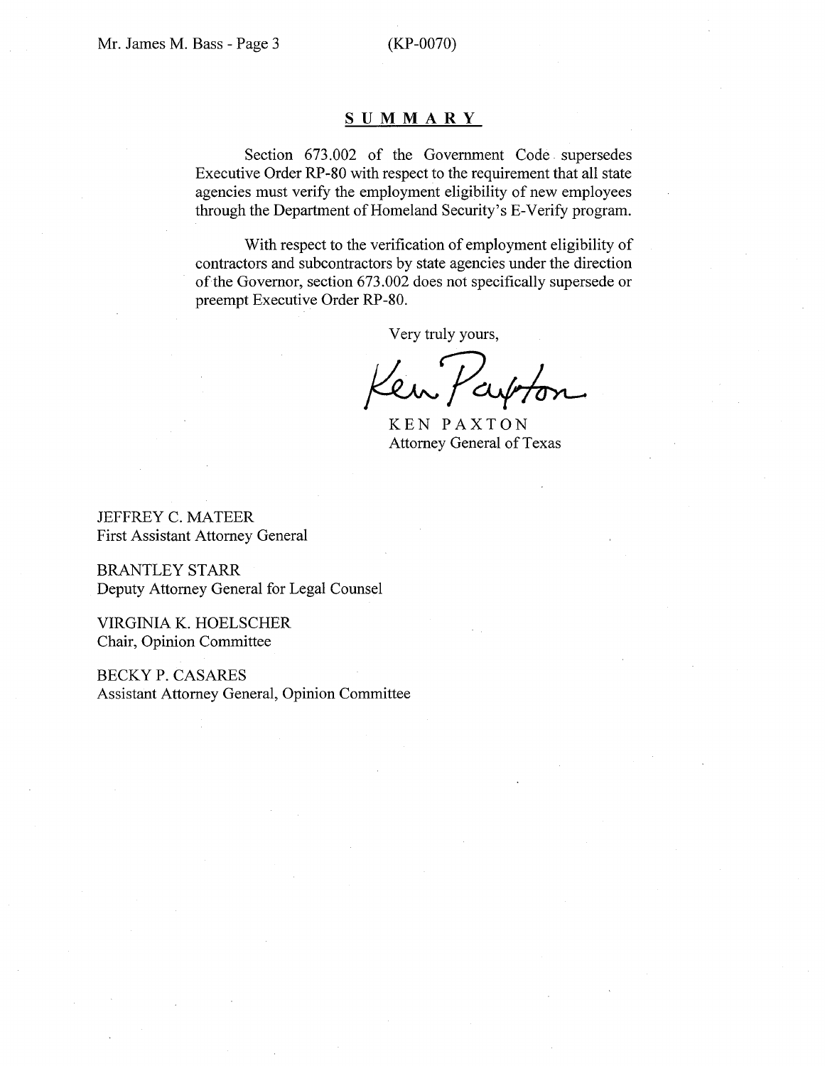## SUMMARY

Section 673.002 of the Government Code supersedes Executive Order RP-80 with respect to the requirement that all state agencies must verify the employment eligibility of new employees through the Department of Homeland Security's E-Verify program.

With respect to the verification of employment eligibility of contractors and subcontractors by state agencies under the direction of the Governor, section 673.002 does not specifically supersede or preempt Executive Order RP-80.

Very truly yours,

KEN PAXTON
Attorney General of Texas

JEFFREY C. MATEER
First Assistant Attorney General

BRANTLEY STARR
Deputy Attorney General for Legal Counsel

VIRGINIA K. HOELSCHER
Chair, Opinion Committee

BECKY P. CASARES
Assistant Attorney General, Opinion Committee